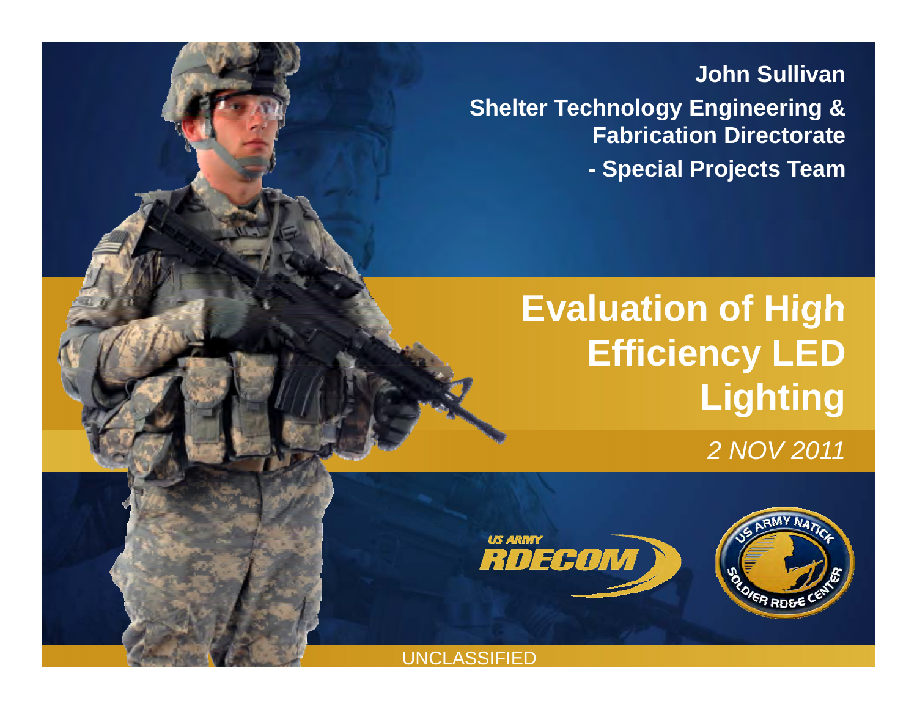**John Sullivan**

**Shelter Technology Engineering & Fabrication Directorate**

**- Special Projects Team**

# Evaluation of High Efficiency LED Lighting

*2 NOV 2011*

UNCLASSIFIED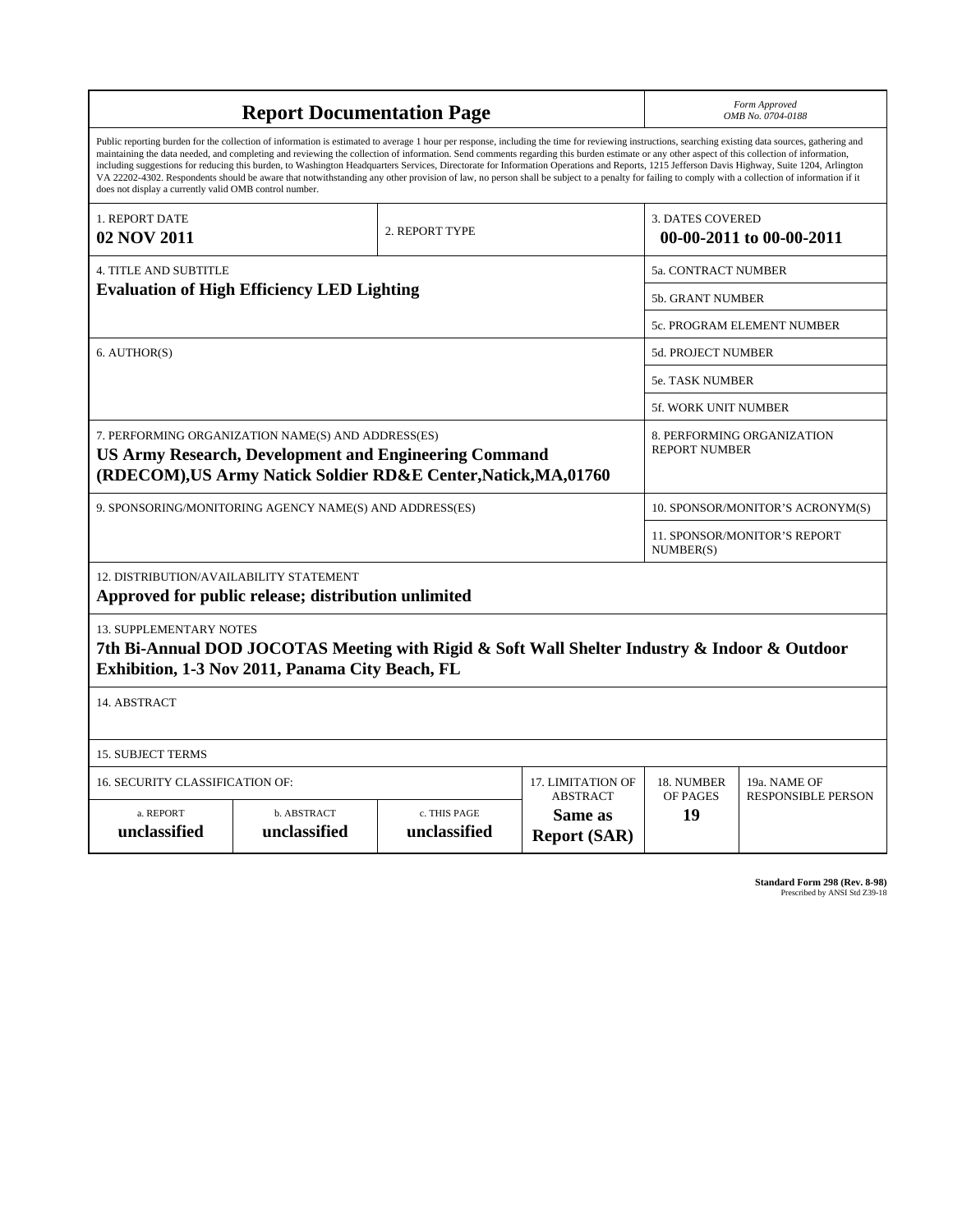# Report Documentation Page

*Form Approved*
*OMB No. 0704-0188*

Public reporting burden for the collection of information is estimated to average 1 hour per response, including the time for reviewing instructions, searching existing data sources, gathering and maintaining the data needed, and completing and reviewing the collection of information. Send comments regarding this burden estimate or any other aspect of this collection of information, including suggestions for reducing this burden, to Washington Headquarters Services, Directorate for Information Operations and Reports, 1215 Jefferson Davis Highway, Suite 1204, Arlington VA 22202-4302. Respondents should be aware that notwithstanding any other provision of law, no person shall be subject to a penalty for failing to comply with a collection of information if it does not display a currently valid OMB control number.

| 1. REPORT DATE | 2. REPORT TYPE | 3. DATES COVERED |
|---|---|---|
| **02 NOV 2011** | | **00-00-2011 to 00-00-2011** |

| 4. TITLE AND SUBTITLE | |
|---|---|
| **Evaluation of High Efficiency LED Lighting** | 5a. CONTRACT NUMBER |
| | 5b. GRANT NUMBER |
| | 5c. PROGRAM ELEMENT NUMBER |
| 6. AUTHOR(S) | 5d. PROJECT NUMBER |
| | 5e. TASK NUMBER |
| | 5f. WORK UNIT NUMBER |
| 7. PERFORMING ORGANIZATION NAME(S) AND ADDRESS(ES) **US Army Research, Development and Engineering Command (RDECOM),US Army Natick Soldier RD&E Center,Natick,MA,01760** | 8. PERFORMING ORGANIZATION REPORT NUMBER |
| 9. SPONSORING/MONITORING AGENCY NAME(S) AND ADDRESS(ES) | 10. SPONSOR/MONITOR'S ACRONYM(S) |
| | 11. SPONSOR/MONITOR'S REPORT NUMBER(S) |

12. DISTRIBUTION/AVAILABILITY STATEMENT
**Approved for public release; distribution unlimited**

13. SUPPLEMENTARY NOTES
**7th Bi-Annual DOD JOCOTAS Meeting with Rigid & Soft Wall Shelter Industry & Indoor & Outdoor Exhibition, 1-3 Nov 2011, Panama City Beach, FL**

14. ABSTRACT

15. SUBJECT TERMS

| 16. SECURITY CLASSIFICATION OF: | | | 17. LIMITATION OF ABSTRACT | 18. NUMBER OF PAGES | 19a. NAME OF RESPONSIBLE PERSON |
|---|---|---|---|---|---|
| a. REPORT | b. ABSTRACT | c. THIS PAGE | | | |
| **unclassified** | **unclassified** | **unclassified** | **Same as Report (SAR)** | **19** | |

**Standard Form 298 (Rev. 8-98)**
Prescribed by ANSI Std Z39-18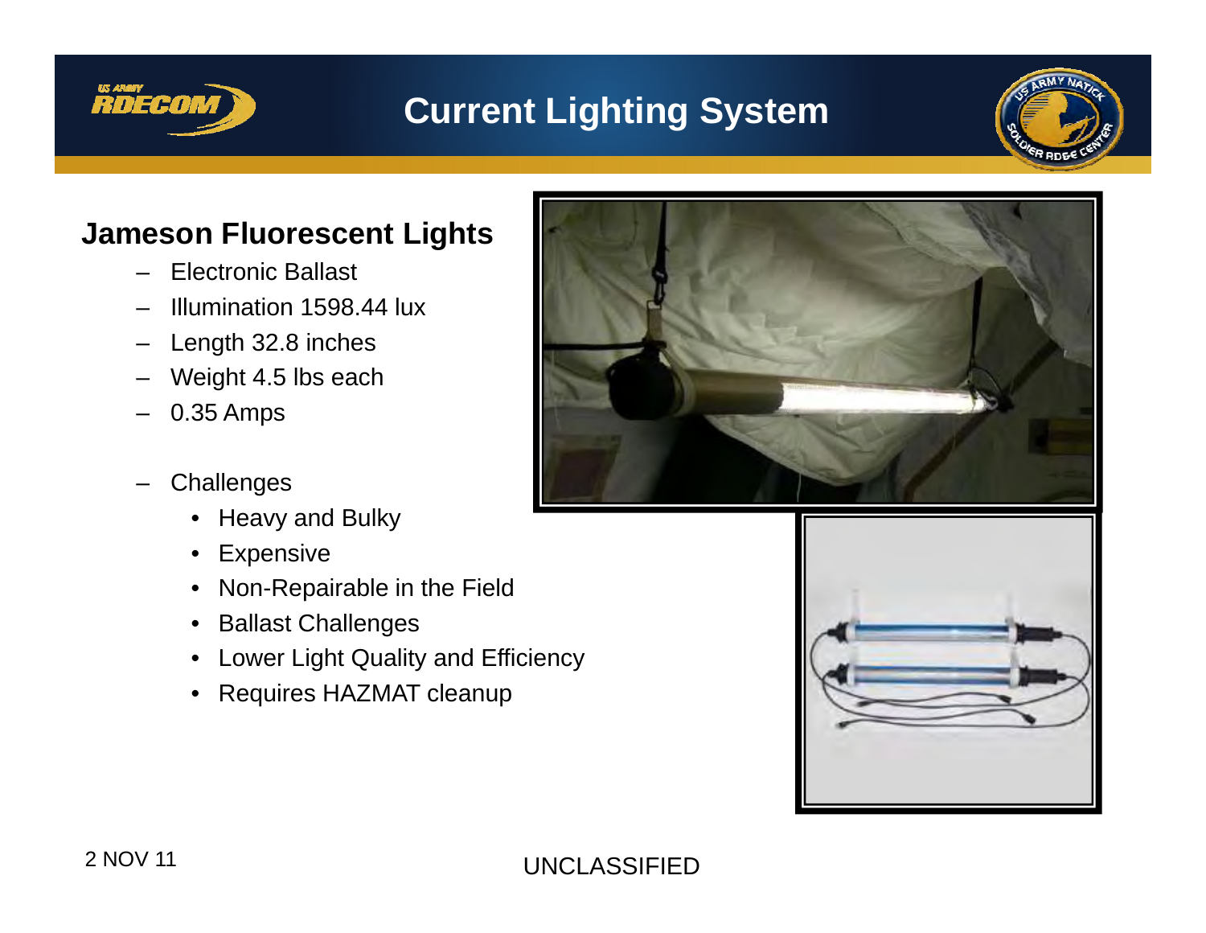# Current Lighting System

## Jameson Fluorescent Lights

- Electronic Ballast
- Illumination 1598.44 lux
- Length 32.8 inches
- Weight 4.5 lbs each
- 0.35 Amps

- Challenges
  - Heavy and Bulky
  - Expensive
  - Non-Repairable in the Field
  - Ballast Challenges
  - Lower Light Quality and Efficiency
  - Requires HAZMAT cleanup

2 NOV 11

UNCLASSIFIED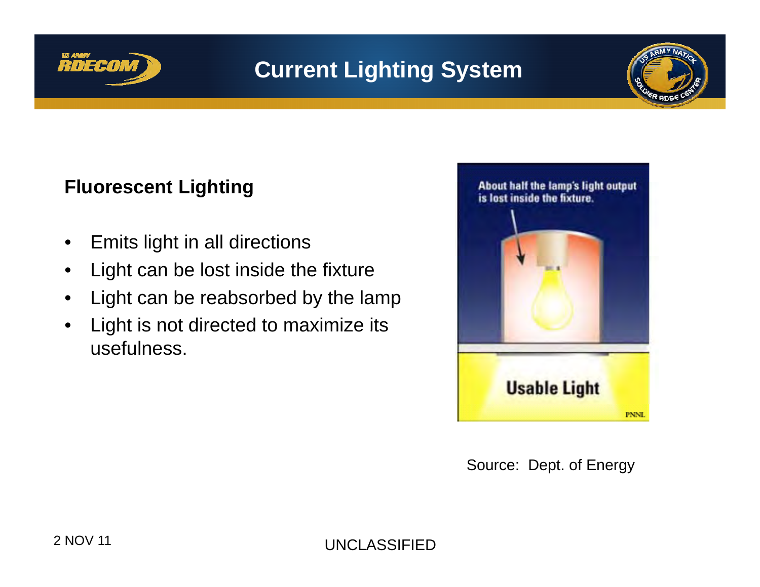# Current Lighting System

## Fluorescent Lighting

- Emits light in all directions
- Light can be lost inside the fixture
- Light can be reabsorbed by the lamp
- Light is not directed to maximize its usefulness.

About half the lamp's light output is lost inside the fixture.

Usable Light

PNNL

Source: Dept. of Energy

2 NOV 11

UNCLASSIFIED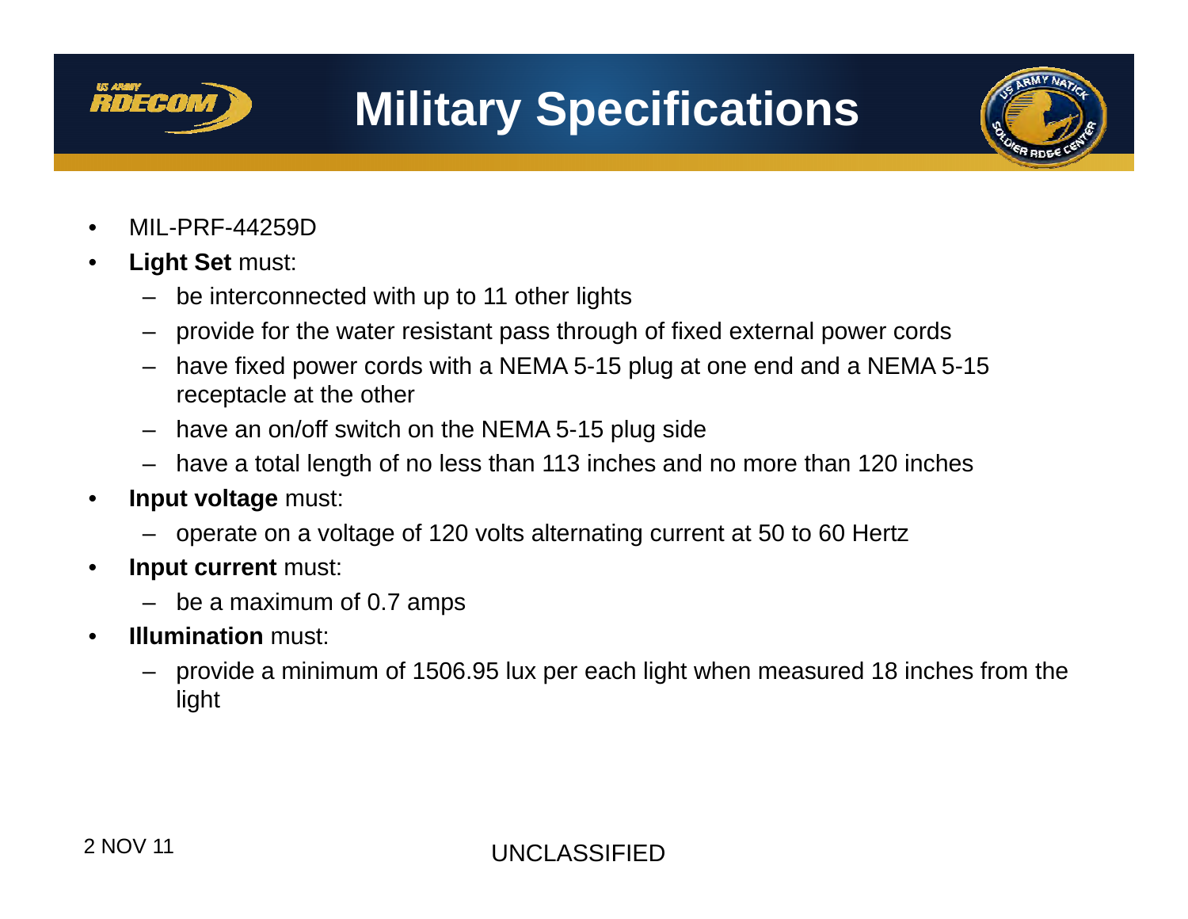# Military Specifications

- MIL-PRF-44259D
- **Light Set** must:
  - be interconnected with up to 11 other lights
  - provide for the water resistant pass through of fixed external power cords
  - have fixed power cords with a NEMA 5-15 plug at one end and a NEMA 5-15 receptacle at the other
  - have an on/off switch on the NEMA 5-15 plug side
  - have a total length of no less than 113 inches and no more than 120 inches
- **Input voltage** must:
  - operate on a voltage of 120 volts alternating current at 50 to 60 Hertz
- **Input current** must:
  - be a maximum of 0.7 amps
- **Illumination** must:
  - provide a minimum of 1506.95 lux per each light when measured 18 inches from the light

2 NOV 11

UNCLASSIFIED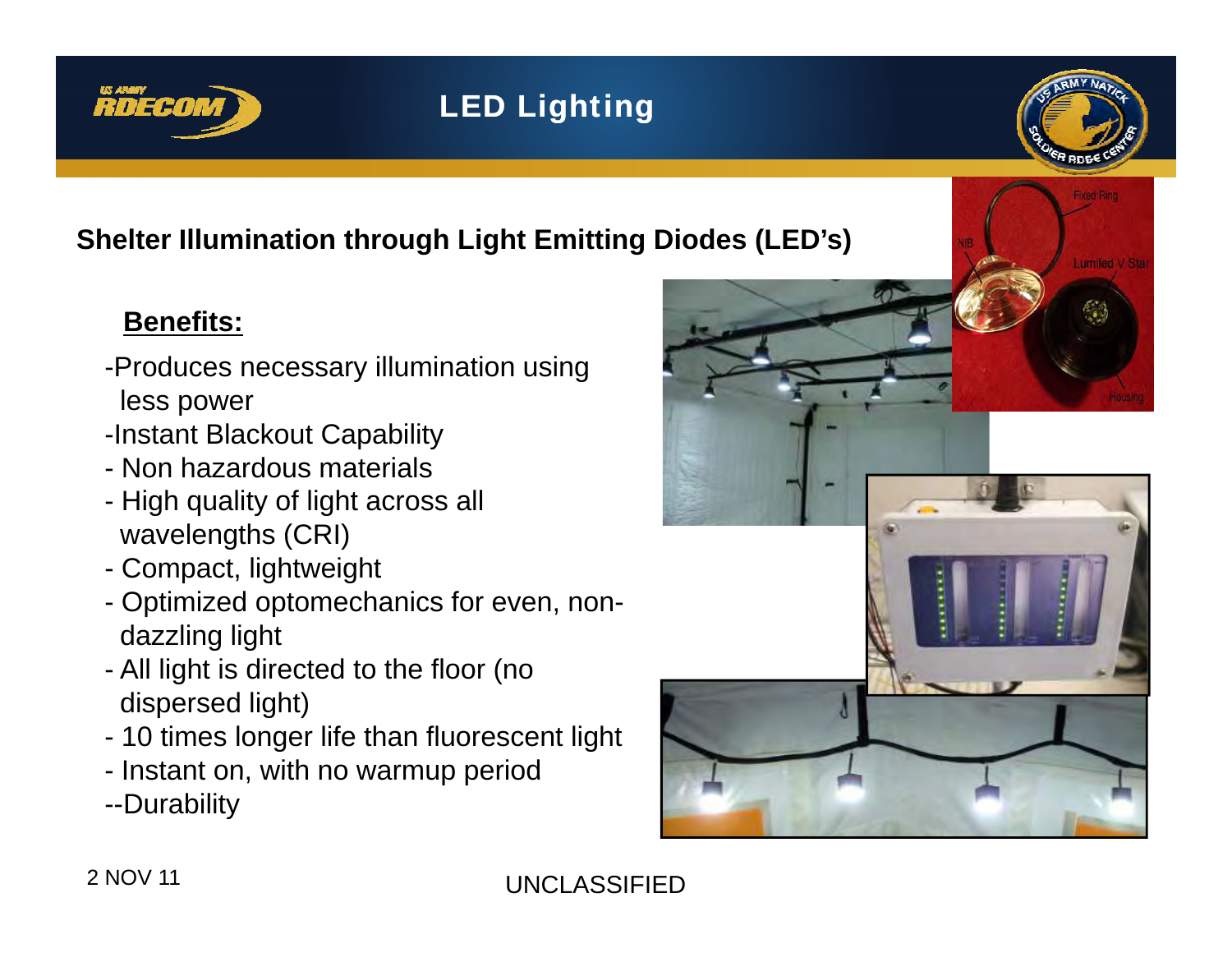# LED Lighting

## Shelter Illumination through Light Emitting Diodes (LED's)

**Benefits:**

- Produces necessary illumination using less power
- Instant Blackout Capability
- Non hazardous materials
- High quality of light across all wavelengths (CRI)
- Compact, lightweight
- Optimized optomechanics for even, non-dazzling light
- All light is directed to the floor (no dispersed light)
- 10 times longer life than fluorescent light
- Instant on, with no warmup period
- Durability

2 NOV 11

UNCLASSIFIED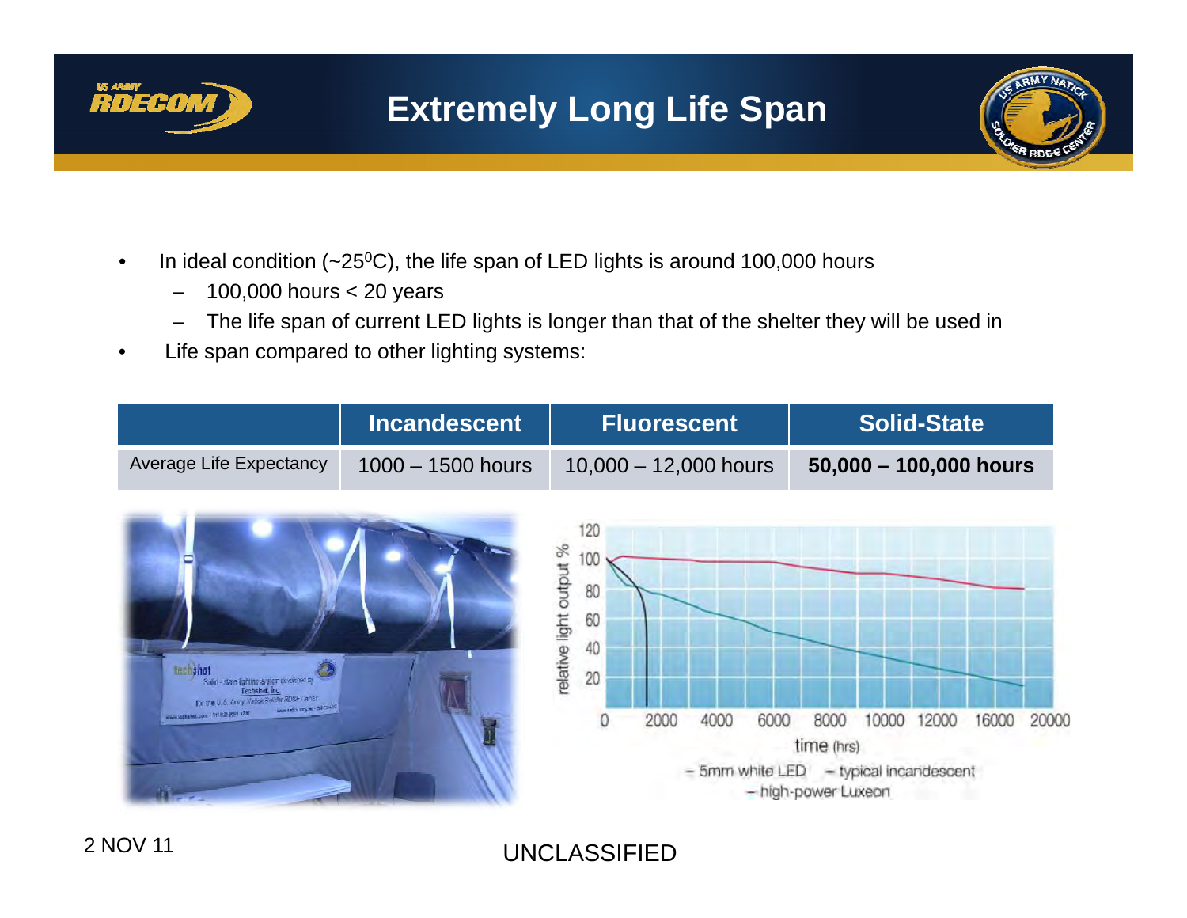# Extremely Long Life Span

- In ideal condition (~25$^0$C), the life span of LED lights is around 100,000 hours
  - 100,000 hours < 20 years
  - The life span of current LED lights is longer than that of the shelter they will be used in
- Life span compared to other lighting systems:

| | Incandescent | Fluorescent | Solid-State |
|---|---|---|---|
| Average Life Expectancy | 1000 – 1500 hours | 10,000 – 12,000 hours | **50,000 – 100,000 hours** |

UNCLASSIFIED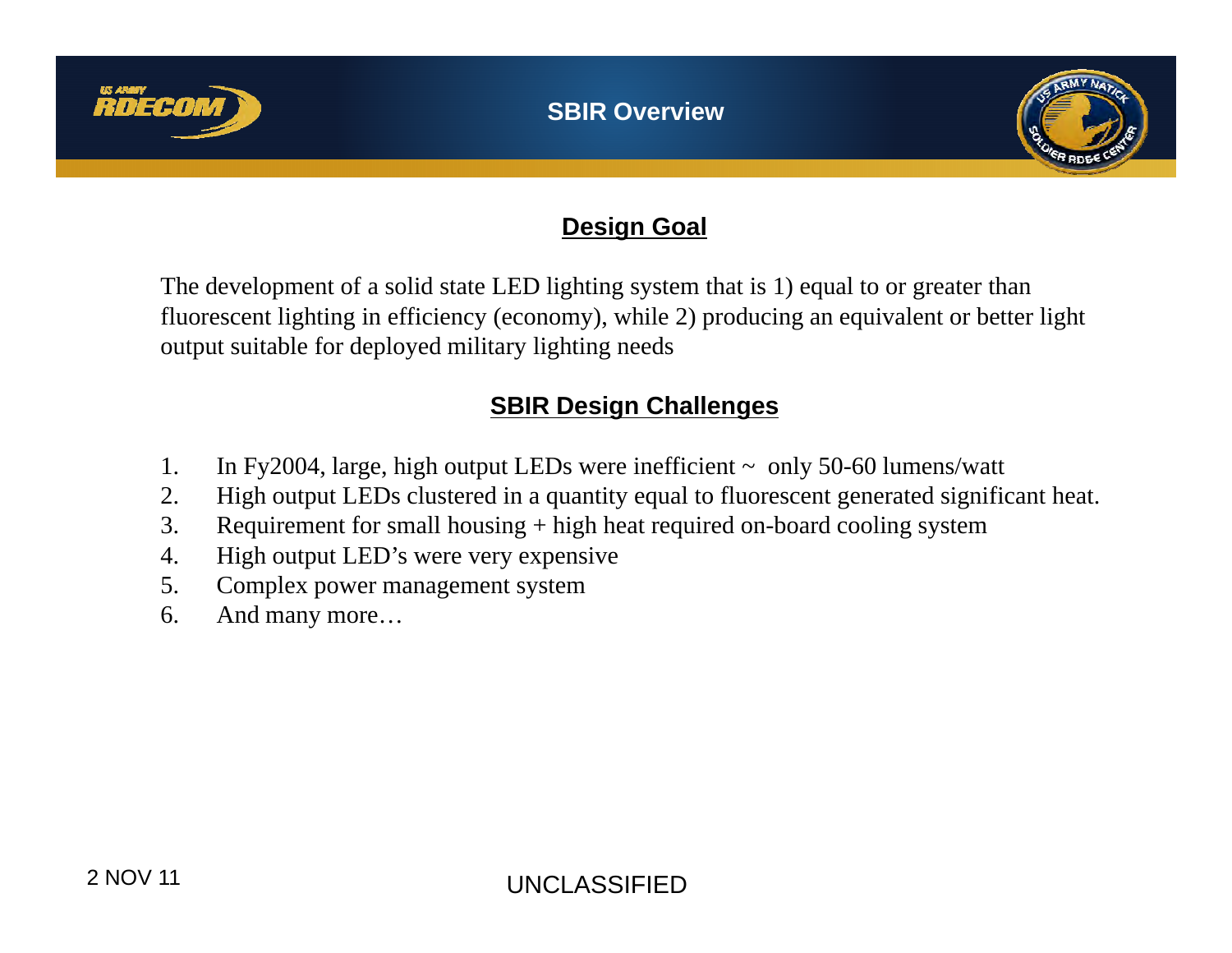## Design Goal

The development of a solid state LED lighting system that is 1) equal to or greater than fluorescent lighting in efficiency (economy), while 2) producing an equivalent or better light output suitable for deployed military lighting needs

## SBIR Design Challenges

1. In Fy2004, large, high output LEDs were inefficient ~ only 50-60 lumens/watt
2. High output LEDs clustered in a quantity equal to fluorescent generated significant heat.
3. Requirement for small housing + high heat required on-board cooling system
4. High output LED's were very expensive
5. Complex power management system
6. And many more…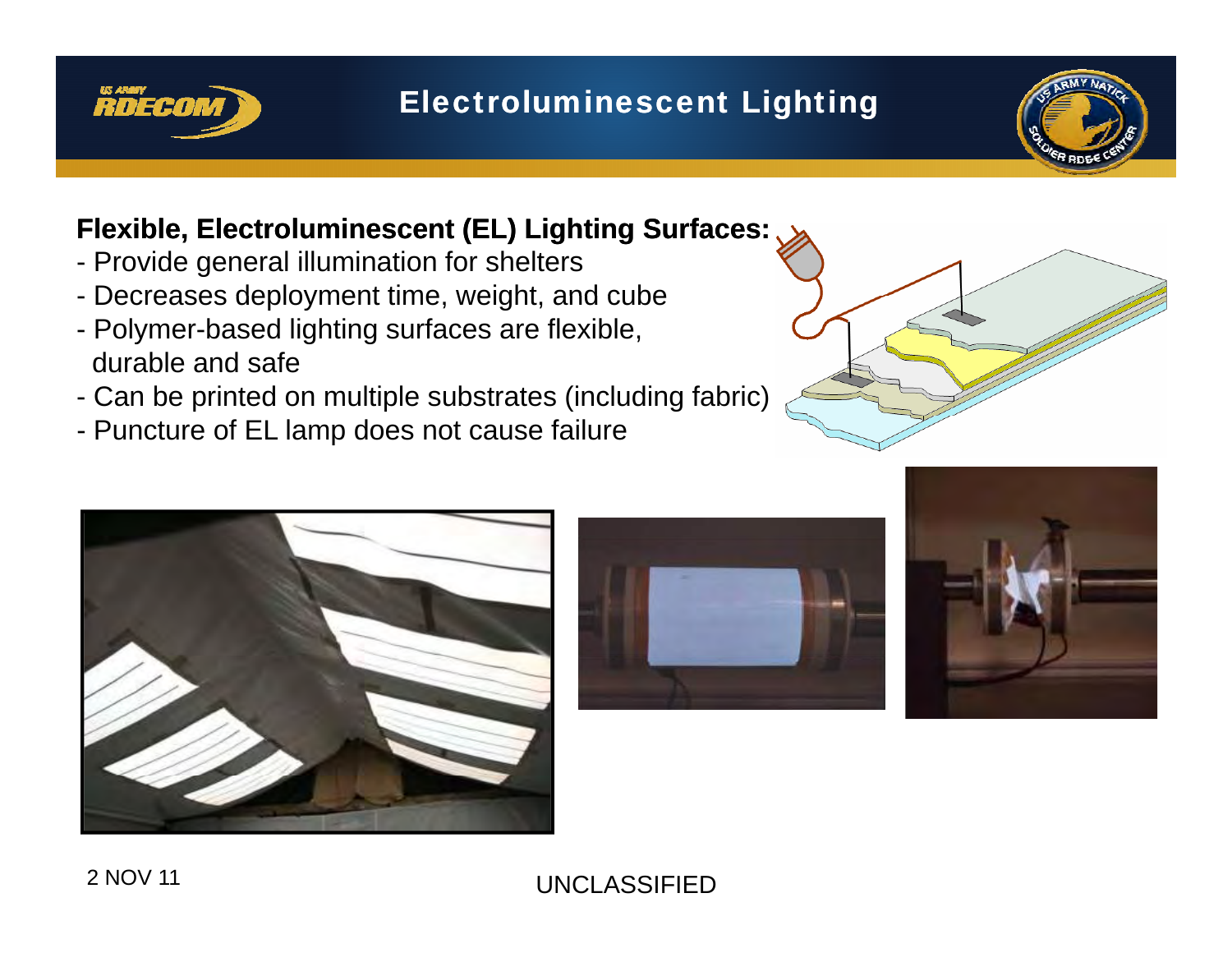# Electroluminescent Lighting

**Flexible, Electroluminescent (EL) Lighting Surfaces:**

- Provide general illumination for shelters
- Decreases deployment time, weight, and cube
- Polymer-based lighting surfaces are flexible, durable and safe
- Can be printed on multiple substrates (including fabric)
- Puncture of EL lamp does not cause failure

2 NOV 11

UNCLASSIFIED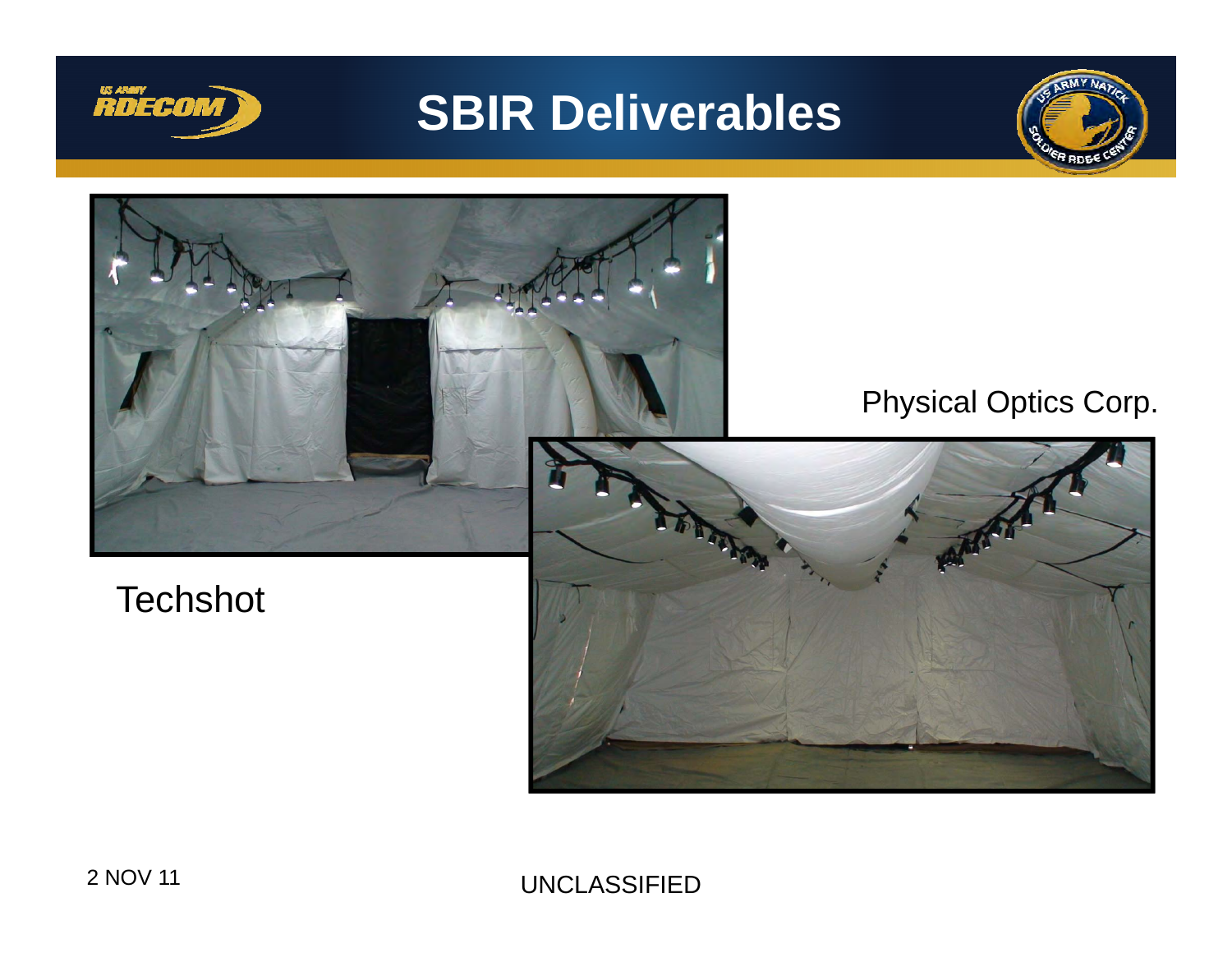# SBIR Deliverables

Physical Optics Corp.

Techshot

UNCLASSIFIED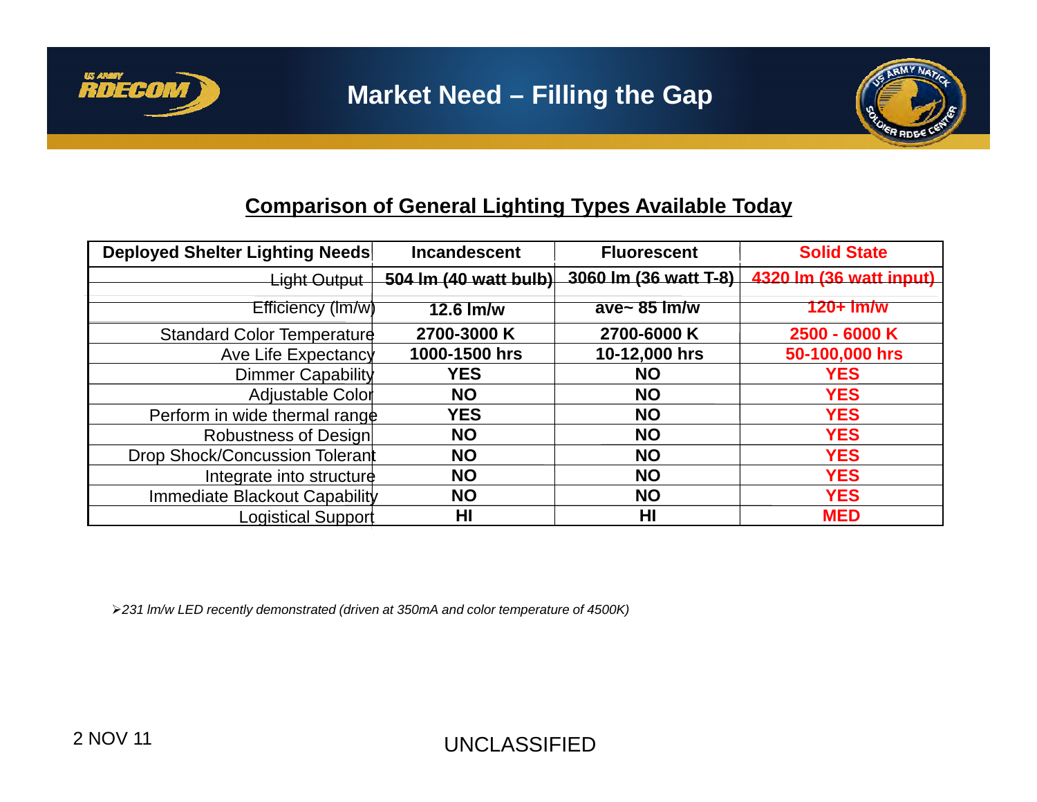# Market Need – Filling the Gap

## Comparison of General Lighting Types Available Today

| Deployed Shelter Lighting Needs | Incandescent | Fluorescent | Solid State |
|---|---|---|---|
| Light Output | 504 lm (40 watt bulb) | 3060 lm (36 watt T-8) | 4320 lm (36 watt input) |
| Efficiency (lm/w) | 12.6 lm/w | ave~ 85 lm/w | 120+ lm/w |
| Standard Color Temperature | 2700-3000 K | 2700-6000 K | 2500 - 6000 K |
| Ave Life Expectancy | 1000-1500 hrs | 10-12,000 hrs | 50-100,000 hrs |
| Dimmer Capability | YES | NO | YES |
| Adjustable Color | NO | NO | YES |
| Perform in wide thermal range | YES | NO | YES |
| Robustness of Design | NO | NO | YES |
| Drop Shock/Concussion Tolerant | NO | NO | YES |
| Integrate into structure | NO | NO | YES |
| Immediate Blackout Capability | NO | NO | YES |
| Logistical Support | HI | HI | MED |

- *231 lm/w LED recently demonstrated (driven at 350mA and color temperature of 4500K)*

2 NOV 11

UNCLASSIFIED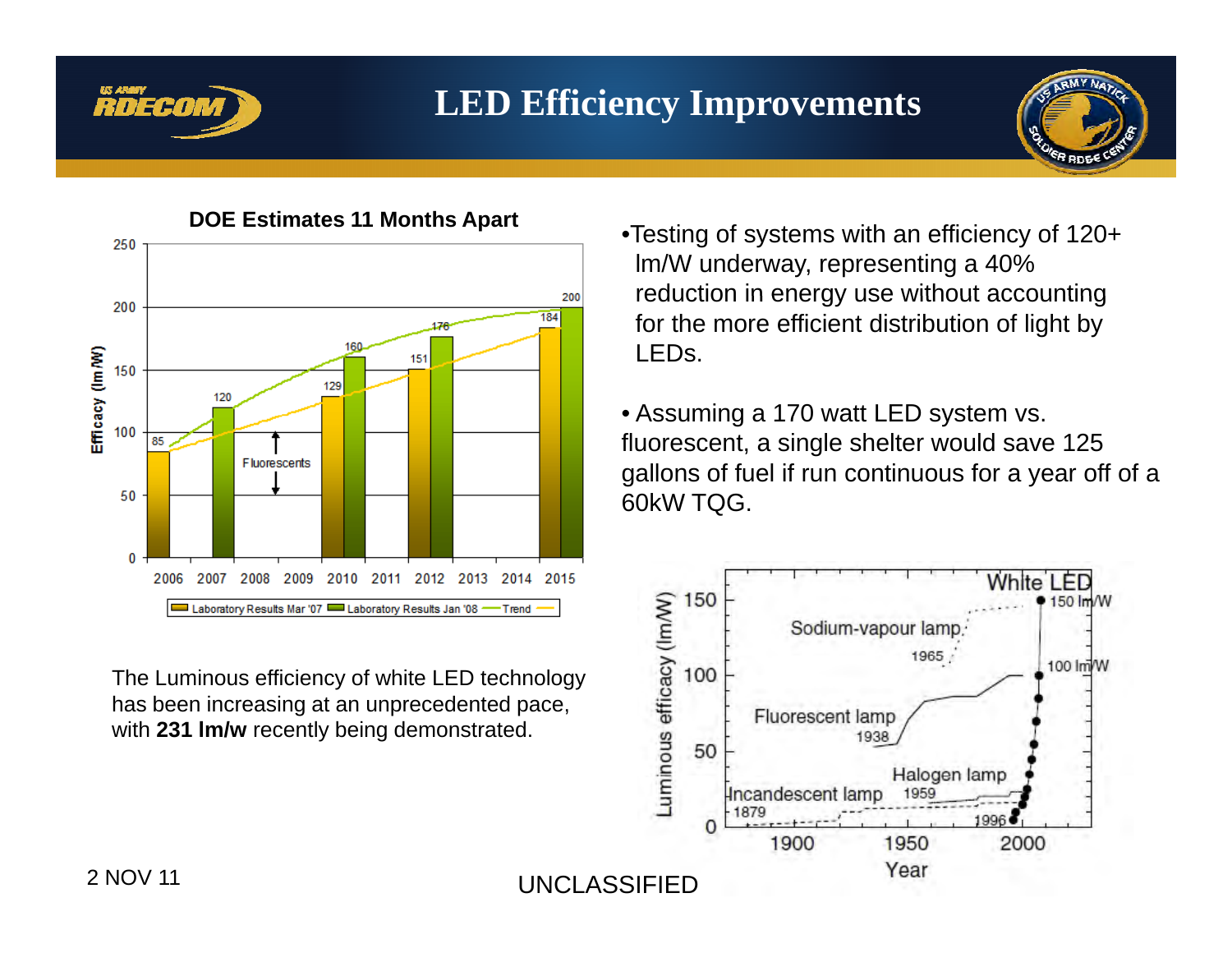# LED Efficiency Improvements

**DOE Estimates 11 Months Apart**

| Year | Laboratory Results Mar '07 | Laboratory Results Jan '08 |
|---|---|---|
| 2006 | 85 | |
| 2007 | | 120 |
| 2010 | 129 | 160 |
| 2012 | 151 | 176 |
| 2015 | 184 | 200 |

The Luminous efficiency of white LED technology has been increasing at an unprecedented pace, with **231 lm/w** recently being demonstrated.

- Testing of systems with an efficiency of 120+ lm/W underway, representing a 40% reduction in energy use without accounting for the more efficient distribution of light by LEDs.
- Assuming a 170 watt LED system vs. fluorescent, a single shelter would save 125 gallons of fuel if run continuous for a year off of a 60kW TQG.

2 NOV 11

UNCLASSIFIED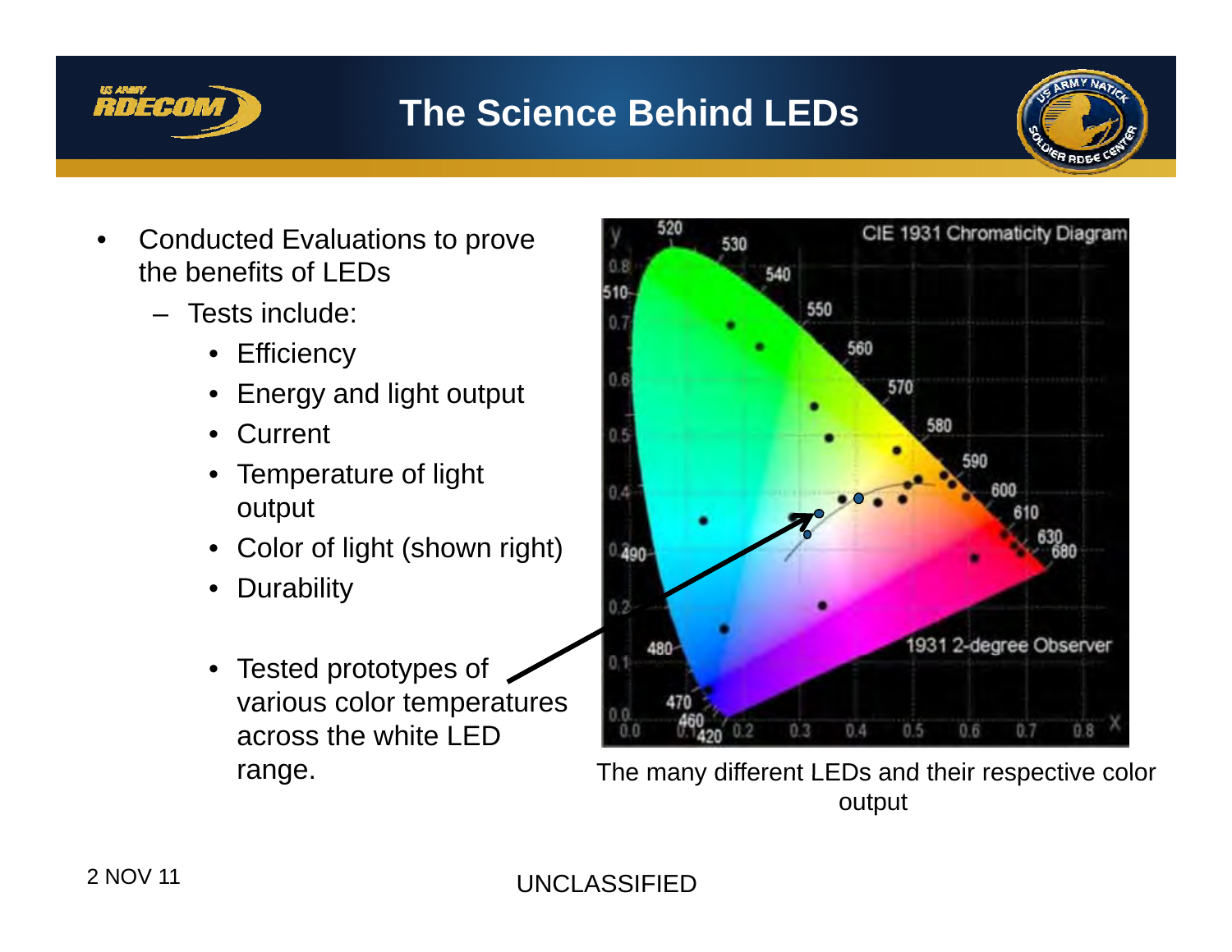# The Science Behind LEDs

- Conducted Evaluations to prove the benefits of LEDs
  - Tests include:
    - Efficiency
    - Energy and light output
    - Current
    - Temperature of light output
    - Color of light (shown right)
    - Durability
    - Tested prototypes of various color temperatures across the white LED range.

The many different LEDs and their respective color output

2 NOV 11

UNCLASSIFIED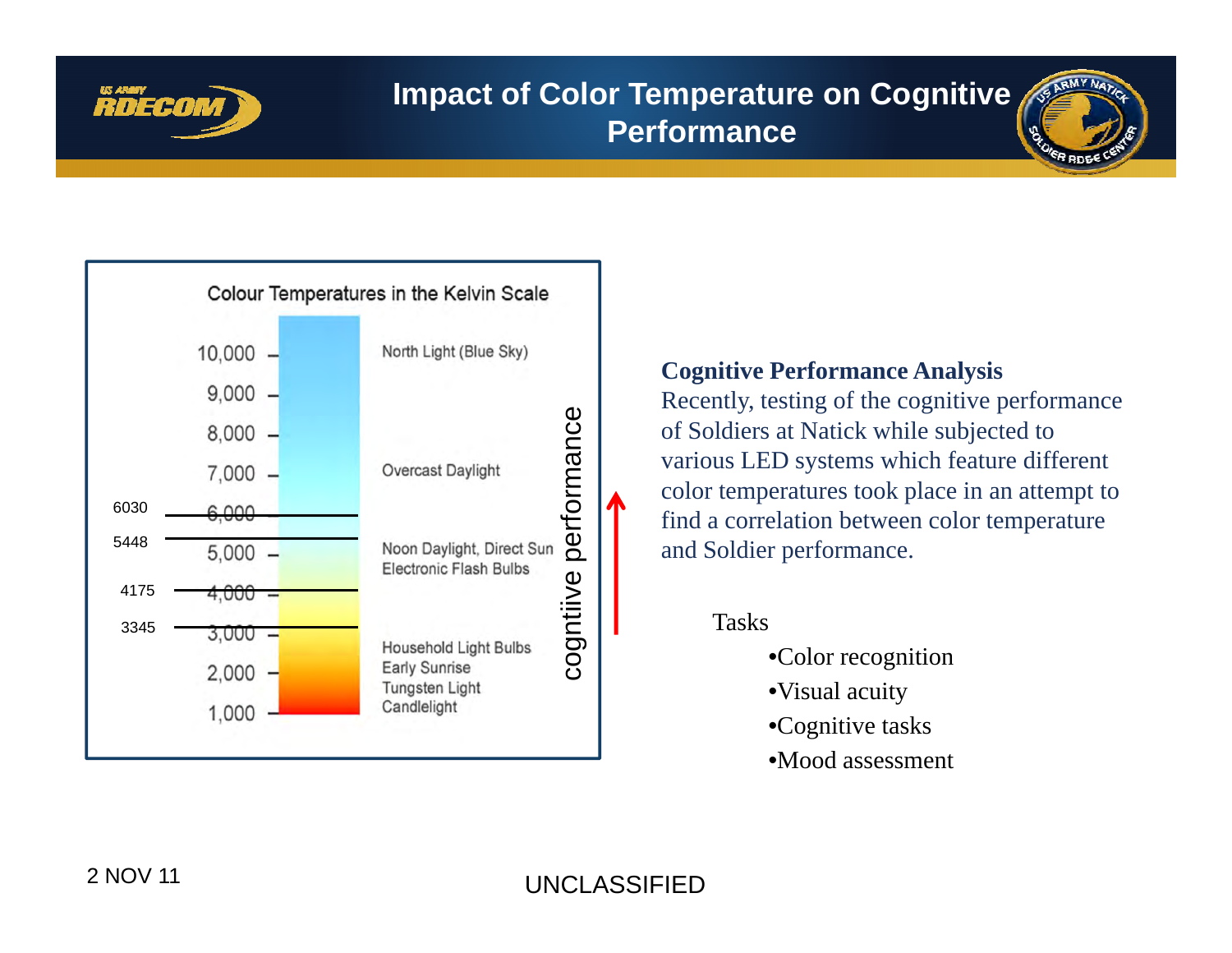# Impact of Color Temperature on Cognitive Performance

Colour Temperatures in the Kelvin Scale

| Kelvin | Light source |
| --- | --- |
| 10,000 | North Light (Blue Sky) |
| 9,000 | |
| 8,000 | |
| 7,000 | Overcast Daylight |
| 6,000 | |
| 5,000 | Noon Daylight, Direct Sun; Electronic Flash Bulbs |
| 4,000 | |
| 3,000 | |
| 2,000 | Household Light Bulbs; Early Sunrise; Tungsten Light; Candlelight |
| 1,000 | |

Marked levels: 6030, 5448, 4175, 3345

cogntiive performance

**Cognitive Performance Analysis**

Recently, testing of the cognitive performance of Soldiers at Natick while subjected to various LED systems which feature different color temperatures took place in an attempt to find a correlation between color temperature and Soldier performance.

Tasks

- Color recognition
- Visual acuity
- Cognitive tasks
- Mood assessment

2 NOV 11

UNCLASSIFIED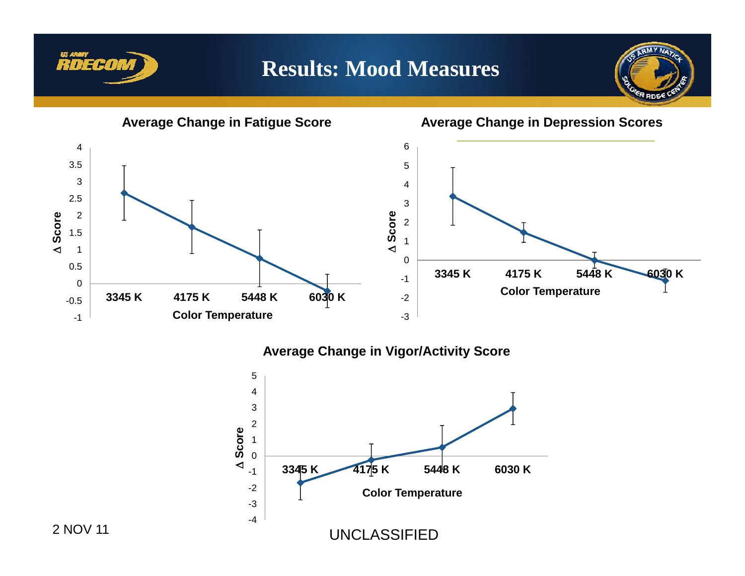# Results: Mood Measures

### Average Change in Fatigue Score

Δ Score (y-axis: -1 to 4)

Color Temperature: 3345 K, 4175 K, 5448 K, 6030 K

### Average Change in Depression Scores

Δ Score (y-axis: -3 to 6)

Color Temperature: 3345 K, 4175 K, 5448 K, 6030 K

### Average Change in Vigor/Activity Score

Δ Score (y-axis: -4 to 5)

Color Temperature: 3345 K, 4175 K, 5448 K, 6030 K

2 NOV 11

UNCLASSIFIED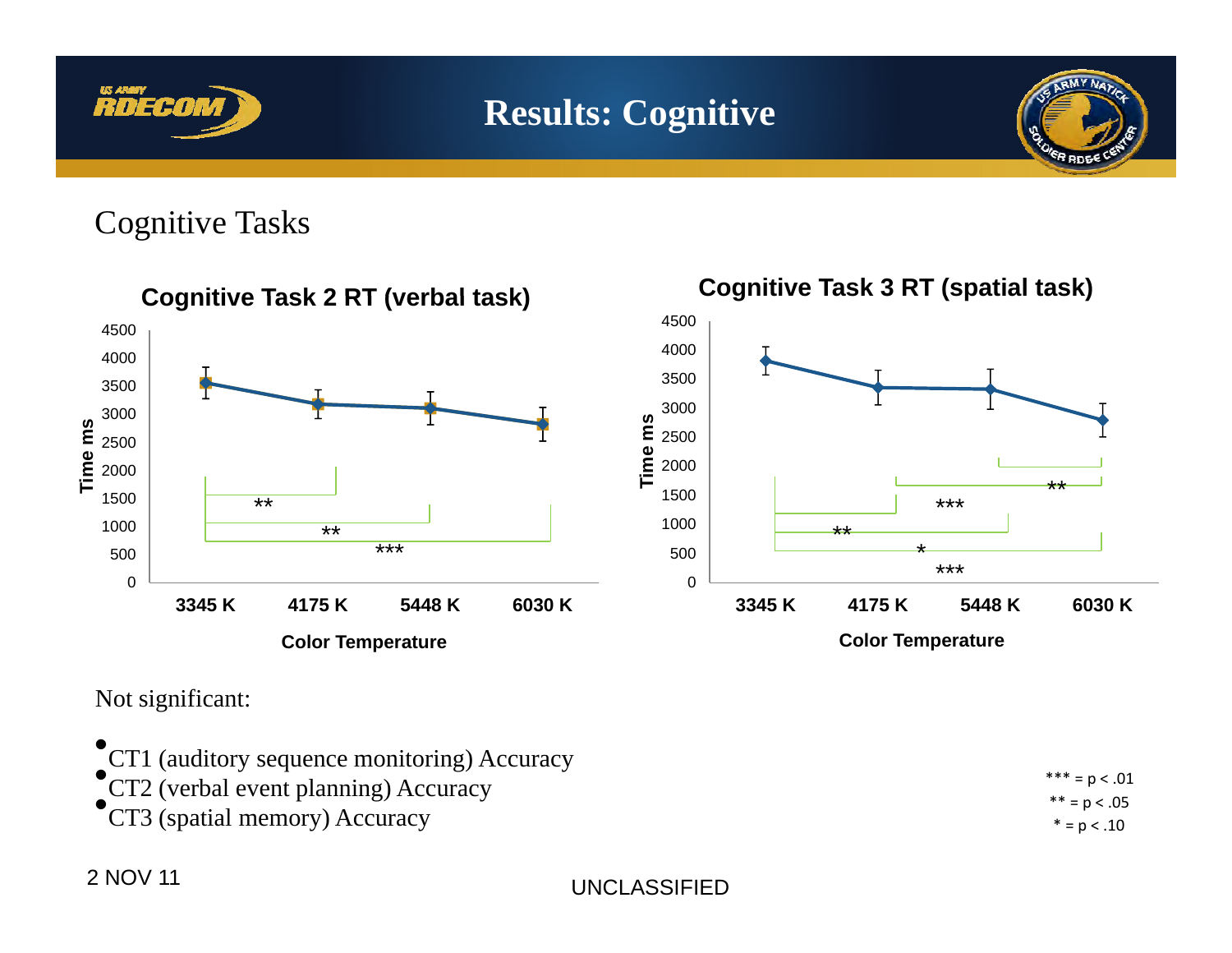# Results: Cognitive

## Cognitive Tasks

**Cognitive Task 2 RT (verbal task)**

Time ms (0–4500) vs. Color Temperature: 3345 K, 4175 K, 5448 K, 6030 K

Significance brackets: ** (3345 K vs 4175 K), ** (3345 K vs 5448 K), *** (3345 K vs 6030 K)

**Cognitive Task 3 RT (spatial task)**

Time ms (0–4500) vs. Color Temperature: 3345 K, 4175 K, 5448 K, 6030 K

Significance brackets: ** , ***, **, *, ***

Not significant:

- CT1 (auditory sequence monitoring) Accuracy
- CT2 (verbal event planning) Accuracy
- CT3 (spatial memory) Accuracy

*** = $p < .01$
** = $p < .05$
* = $p < .10$

2 NOV 11

UNCLASSIFIED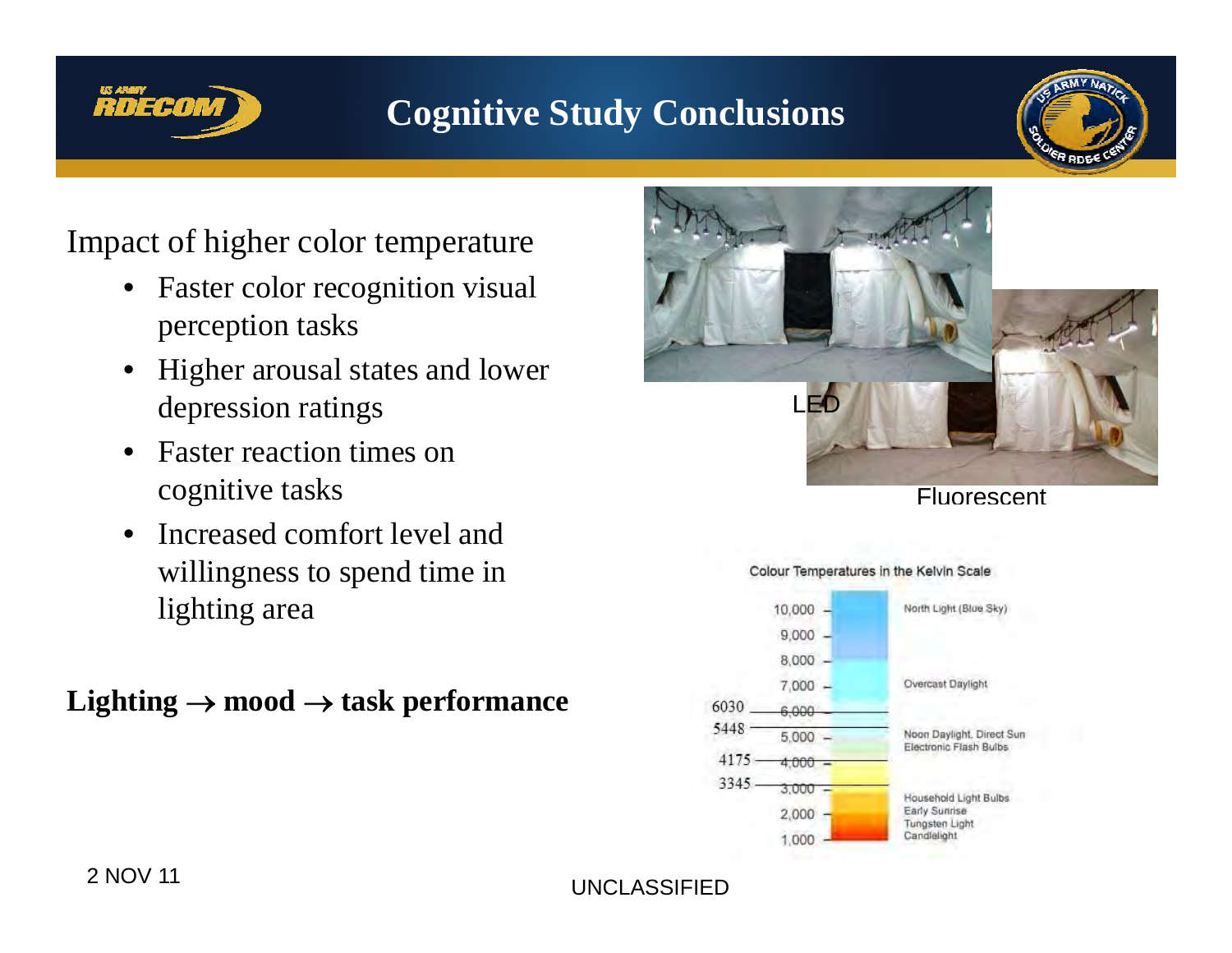# Cognitive Study Conclusions

Impact of higher color temperature

- Faster color recognition visual perception tasks
- Higher arousal states and lower depression ratings
- Faster reaction times on cognitive tasks
- Increased comfort level and willingness to spend time in lighting area

**Lighting → mood → task performance**

LED

Fluorescent

Colour Temperatures in the Kelvin Scale

| Kelvin | Source |
|---|---|
| 10,000 | North Light (Blue Sky) |
| 9,000 | |
| 8,000 | |
| 7,000 | Overcast Daylight |
| 6030 — 6,000 | |
| 5448 — 5,000 | Noon Daylight, Direct Sun, Electronic Flash Bulbs |
| 4175 — 4,000 | |
| 3345 — 3,000 | |
| 2,000 | Household Light Bulbs, Early Sunrise, Tungsten Light, Candlelight |
| 1,000 | |

2 NOV 11

UNCLASSIFIED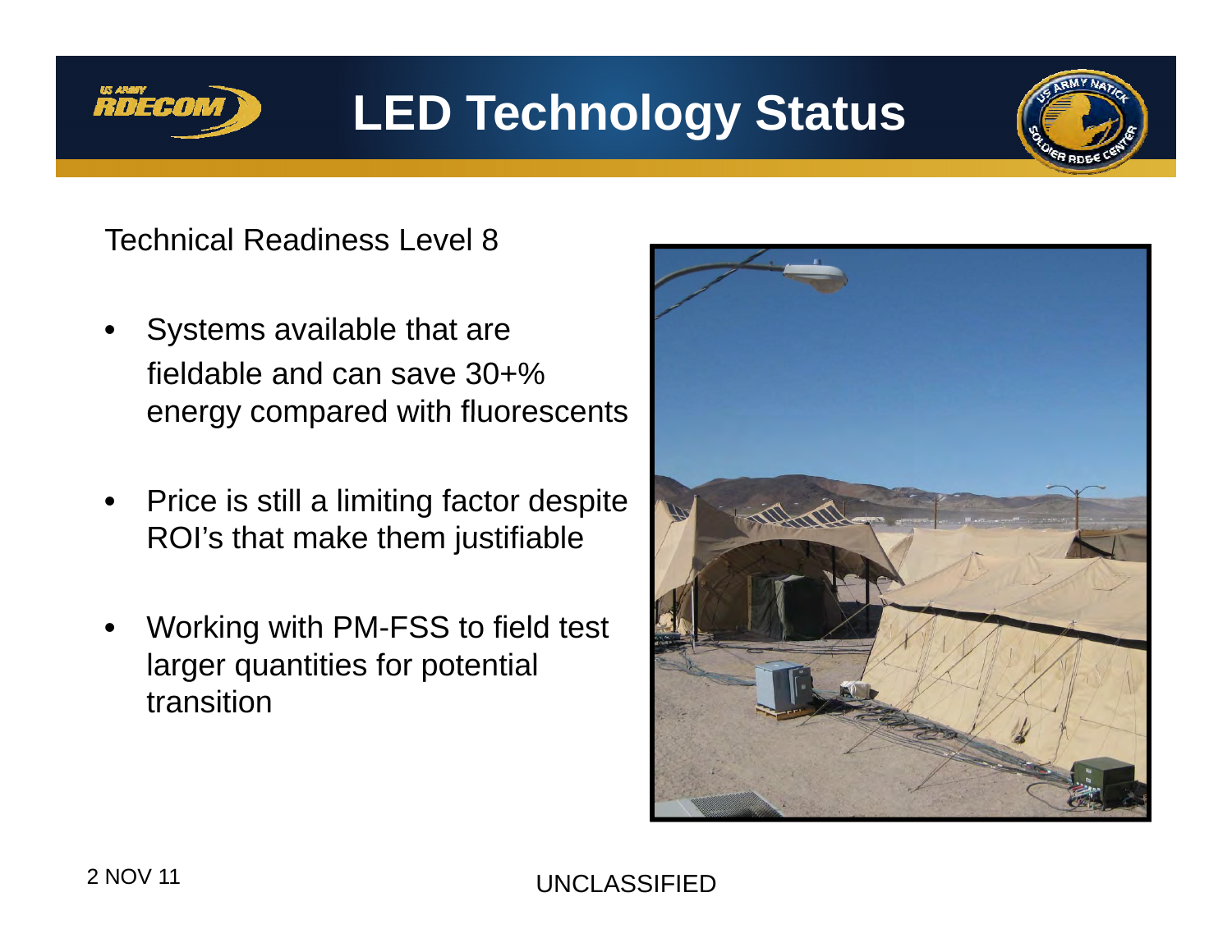# LED Technology Status

Technical Readiness Level 8

- Systems available that are fieldable and can save 30+% energy compared with fluorescents
- Price is still a limiting factor despite ROI's that make them justifiable
- Working with PM-FSS to field test larger quantities for potential transition

2 NOV 11

UNCLASSIFIED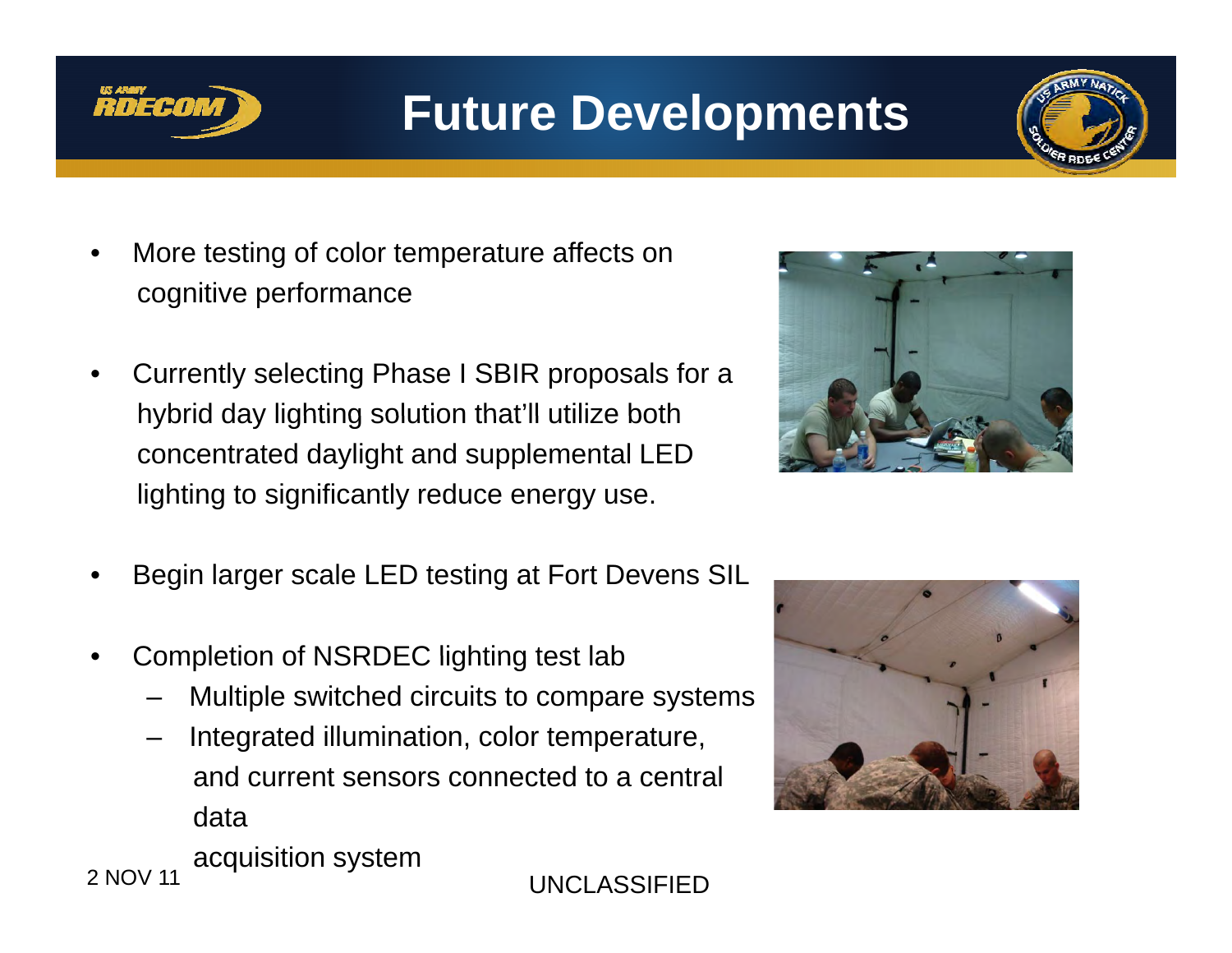# Future Developments

- More testing of color temperature affects on cognitive performance
- Currently selecting Phase I SBIR proposals for a hybrid day lighting solution that'll utilize both concentrated daylight and supplemental LED lighting to significantly reduce energy use.
- Begin larger scale LED testing at Fort Devens SIL
- Completion of NSRDEC lighting test lab
  - Multiple switched circuits to compare systems
  - Integrated illumination, color temperature, and current sensors connected to a central data acquisition system

2 NOV 11

UNCLASSIFIED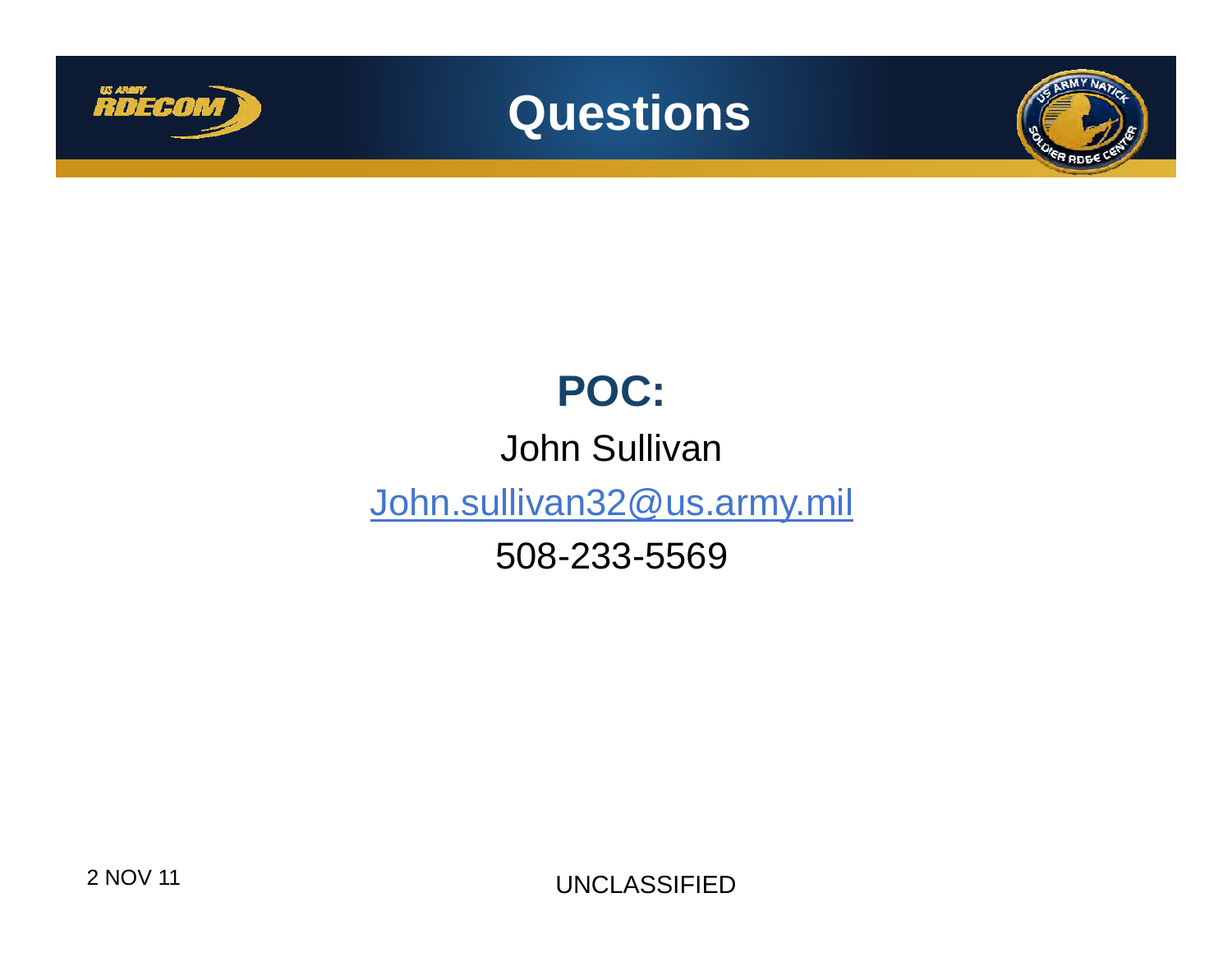# Questions

**POC:**

John Sullivan

John.sullivan32@us.army.mil

508-233-5569